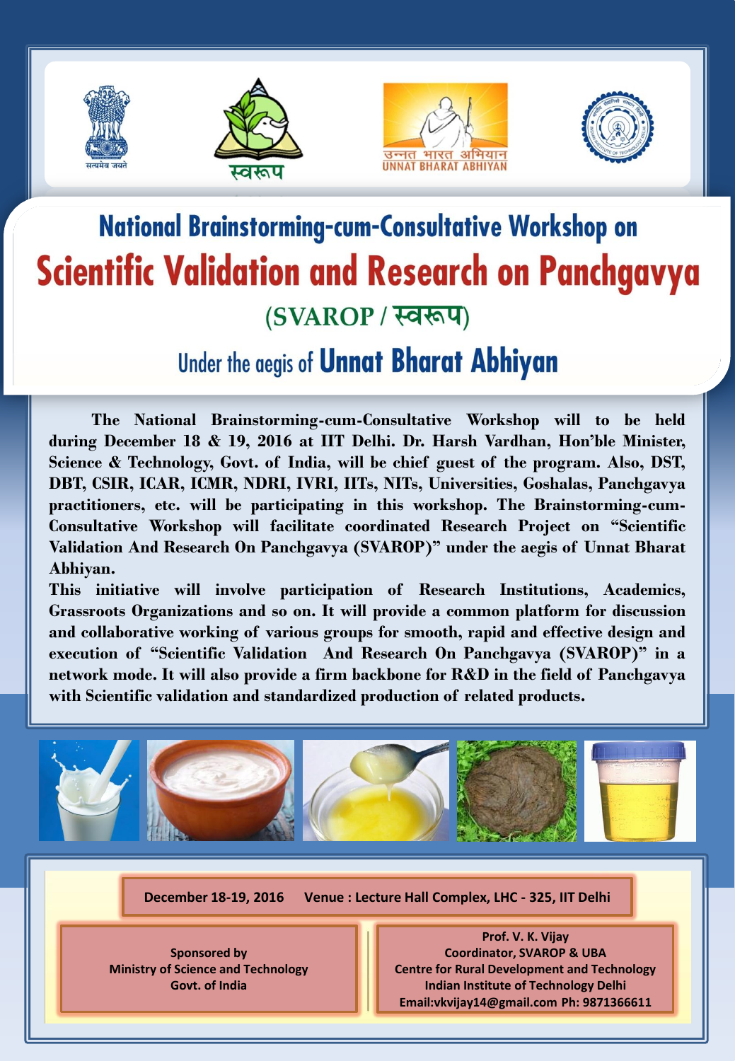# National Brainstorming-cum-Consultative Workshop on

# Scientific Validation and Research on Panchgavya

## (SVAROP / स्वरूप)

## Under the aegis of **Unnat Bharat Abhiyan**

**The National Brainstorming-cum-Consultative Workshop will to be held during December 18 & 19, 2016 at IIT Delhi. Dr. Harsh Vardhan, Hon'ble Minister, Science & Technology, Govt. of India, will be chief guest of the program. Also, DST, DBT, CSIR, ICAR, ICMR, NDRI, IVRI, IITs, NITs, Universities, Goshalas, Panchgavya practitioners, etc. will be participating in this workshop. The Brainstorming-cum-Consultative Workshop will facilitate coordinated Research Project on "Scientific Validation And Research On Panchgavya (SVAROP)" under the aegis of Unnat Bharat Abhiyan.**

**This initiative will involve participation of Research Institutions, Academics, Grassroots Organizations and so on. It will provide a common platform for discussion and collaborative working of various groups for smooth, rapid and effective design and execution of "Scientific Validation And Research On Panchgavya (SVAROP)" in a network mode. It will also provide a firm backbone for R&D in the field of Panchgavya with Scientific validation and standardized production of related products.**

**December 18-19, 2016 Venue : Lecture Hall Complex, LHC - 325, IIT Delhi**

**Sponsored by**
**Ministry of Science and Technology**
**Govt. of India**

**Prof. V. K. Vijay**
**Coordinator, SVAROP & UBA**
**Centre for Rural Development and Technology**
**Indian Institute of Technology Delhi**
**Email:vkvijay14@gmail.com Ph: 9871366611**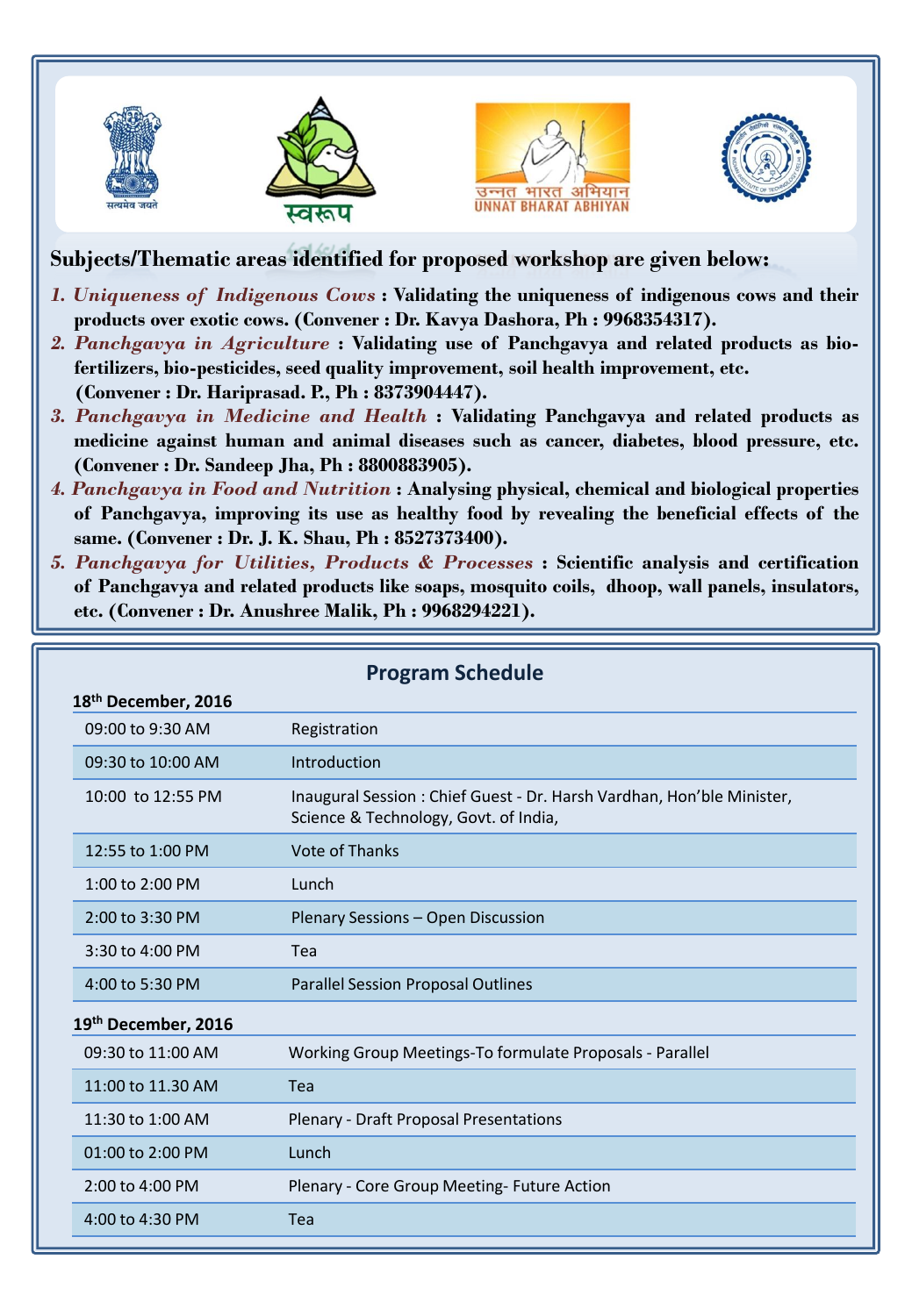Subjects/Thematic areas identified for proposed workshop are given below:

1. *Uniqueness of Indigenous Cows* : **Validating the uniqueness of indigenous cows and their products over exotic cows. (Convener : Dr. Kavya Dashora, Ph : 9968354317).**
2. *Panchgavya in Agriculture* : **Validating use of Panchgavya and related products as bio-fertilizers, bio-pesticides, seed quality improvement, soil health improvement, etc. (Convener : Dr. Hariprasad. P., Ph : 8373904447).**
3. *Panchgavya in Medicine and Health* : **Validating Panchgavya and related products as medicine against human and animal diseases such as cancer, diabetes, blood pressure, etc. (Convener : Dr. Sandeep Jha, Ph : 8800883905).**
4. *Panchgavya in Food and Nutrition* : **Analysing physical, chemical and biological properties of Panchgavya, improving its use as healthy food by revealing the beneficial effects of the same. (Convener : Dr. J. K. Shau, Ph : 8527373400).**
5. *Panchgavya for Utilities, Products & Processes* : **Scientific analysis and certification of Panchgavya and related products like soaps, mosquito coils, dhoop, wall panels, insulators, etc. (Convener : Dr. Anushree Malik, Ph : 9968294221).**

## Program Schedule

**18th December, 2016**

| | |
|---|---|
| 09:00 to 9:30 AM | Registration |
| 09:30 to 10:00 AM | Introduction |
| 10:00 to 12:55 PM | Inaugural Session : Chief Guest - Dr. Harsh Vardhan, Hon'ble Minister, Science & Technology, Govt. of India, |
| 12:55 to 1:00 PM | Vote of Thanks |
| 1:00 to 2:00 PM | Lunch |
| 2:00 to 3:30 PM | Plenary Sessions – Open Discussion |
| 3:30 to 4:00 PM | Tea |
| 4:00 to 5:30 PM | Parallel Session Proposal Outlines |

**19th December, 2016**

| | |
|---|---|
| 09:30 to 11:00 AM | Working Group Meetings-To formulate Proposals - Parallel |
| 11:00 to 11.30 AM | Tea |
| 11:30 to 1:00 AM | Plenary - Draft Proposal Presentations |
| 01:00 to 2:00 PM | Lunch |
| 2:00 to 4:00 PM | Plenary - Core Group Meeting- Future Action |
| 4:00 to 4:30 PM | Tea |